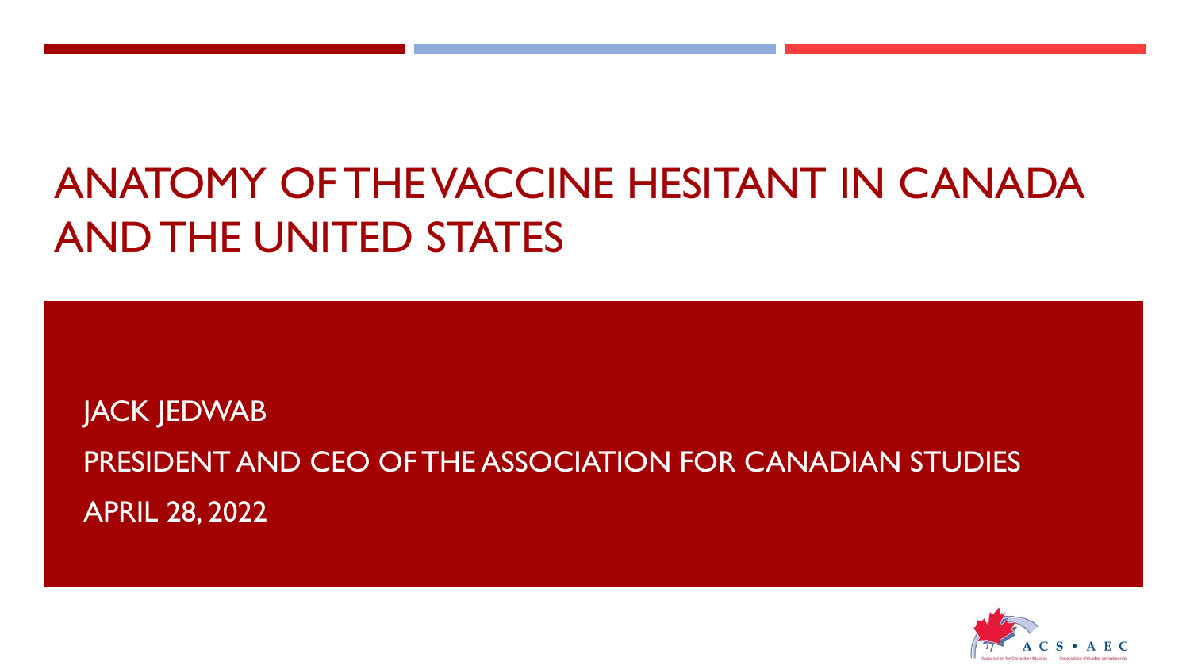# ANATOMY OF THE VACCINE HESITANT IN CANADA AND THE UNITED STATES

JACK JEDWAB

PRESIDENT AND CEO OF THE ASSOCIATION FOR CANADIAN STUDIES

APRIL 28, 2022

ACS • AEC

Association for Canadian Studies    Association d'études canadiennes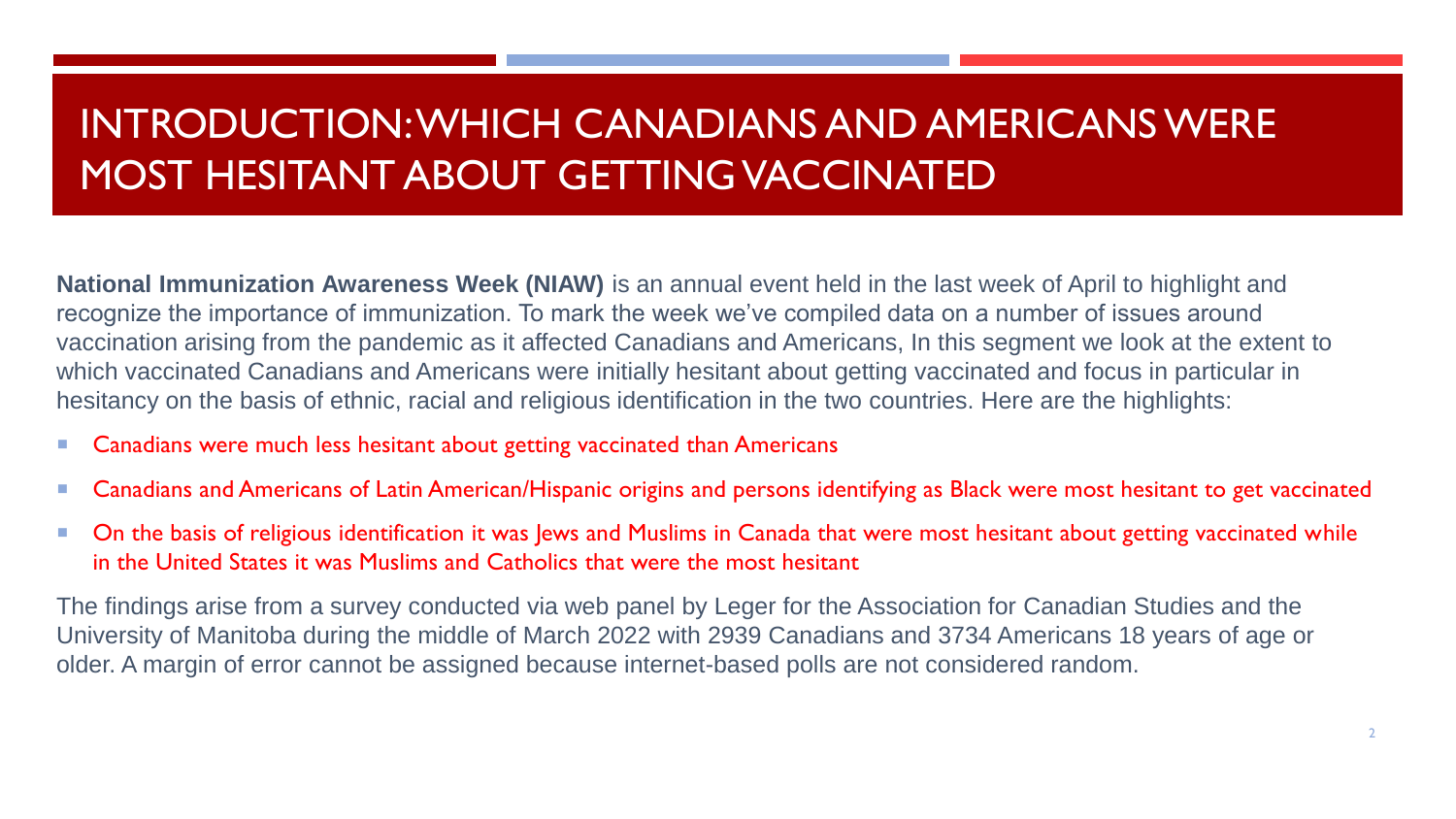# INTRODUCTION: WHICH CANADIANS AND AMERICANS WERE MOST HESITANT ABOUT GETTING VACCINATED

**National Immunization Awareness Week (NIAW)** is an annual event held in the last week of April to highlight and recognize the importance of immunization. To mark the week we've compiled data on a number of issues around vaccination arising from the pandemic as it affected Canadians and Americans, In this segment we look at the extent to which vaccinated Canadians and Americans were initially hesitant about getting vaccinated and focus in particular in hesitancy on the basis of ethnic, racial and religious identification in the two countries. Here are the highlights:

- Canadians were much less hesitant about getting vaccinated than Americans
- Canadians and Americans of Latin American/Hispanic origins and persons identifying as Black were most hesitant to get vaccinated
- On the basis of religious identification it was Jews and Muslims in Canada that were most hesitant about getting vaccinated while in the United States it was Muslims and Catholics that were the most hesitant

The findings arise from a survey conducted via web panel by Leger for the Association for Canadian Studies and the University of Manitoba during the middle of March 2022 with 2939 Canadians and 3734 Americans 18 years of age or older. A margin of error cannot be assigned because internet-based polls are not considered random.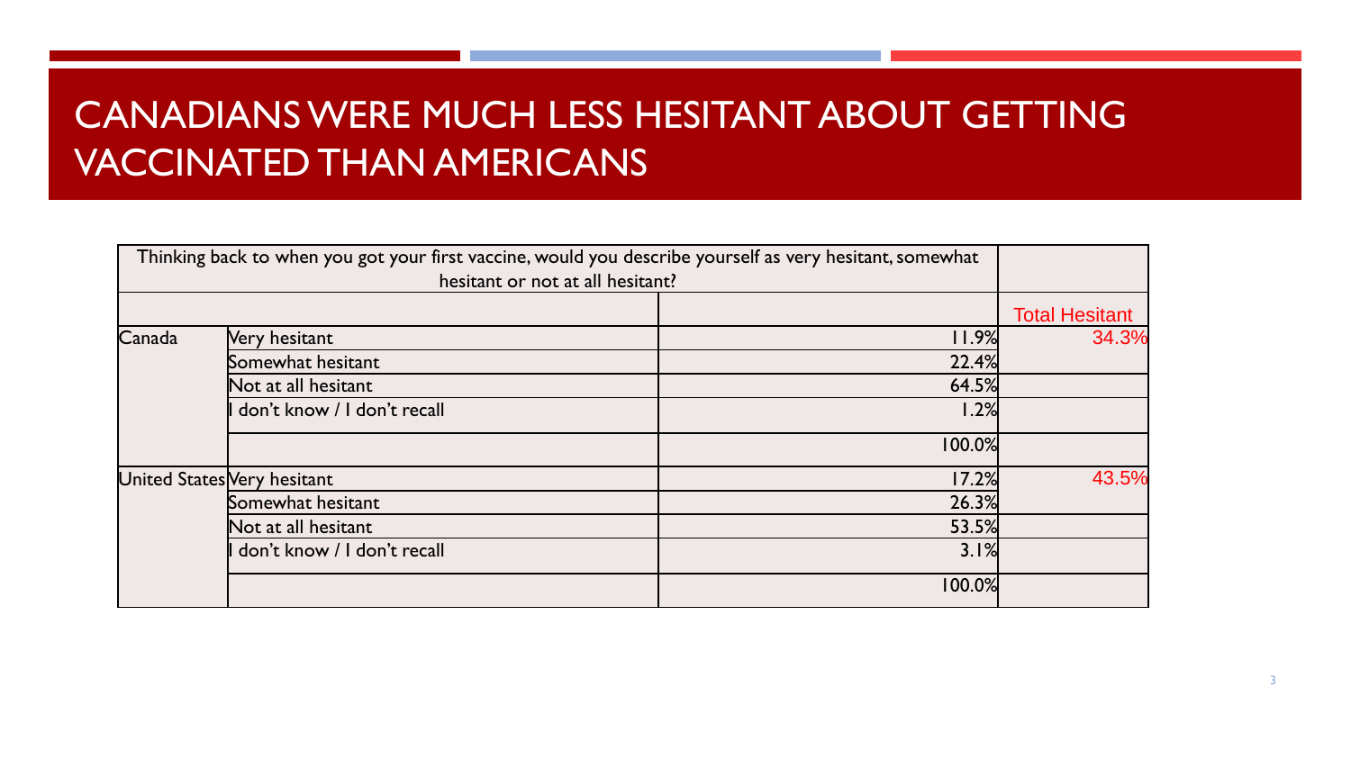# CANADIANS WERE MUCH LESS HESITANT ABOUT GETTING VACCINATED THAN AMERICANS

| Thinking back to when you got your first vaccine, would you describe yourself as very hesitant, somewhat hesitant or not at all hesitant? | | | |
|---|---|---|---|
| | | | Total Hesitant |
| Canada | Very hesitant | 11.9% | 34.3% |
| | Somewhat hesitant | 22.4% | |
| | Not at all hesitant | 64.5% | |
| | I don't know / I don't recall | 1.2% | |
| | | 100.0% | |
| United States | Very hesitant | 17.2% | 43.5% |
| | Somewhat hesitant | 26.3% | |
| | Not at all hesitant | 53.5% | |
| | I don't know / I don't recall | 3.1% | |
| | | 100.0% | |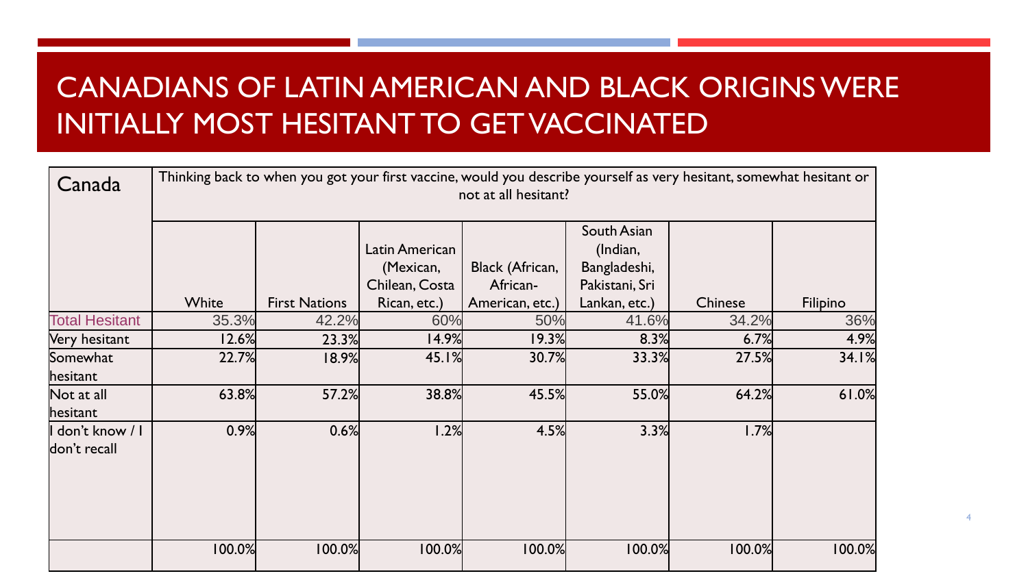# CANADIANS OF LATIN AMERICAN AND BLACK ORIGINS WERE INITIALLY MOST HESITANT TO GET VACCINATED

| Canada | Thinking back to when you got your first vaccine, would you describe yourself as very hesitant, somewhat hesitant or not at all hesitant? | | | | | | |
|---|---|---|---|---|---|---|---|
| | White | First Nations | Latin American (Mexican, Chilean, Costa Rican, etc.) | Black (African, African-American, etc.) | South Asian (Indian, Bangladeshi, Pakistani, Sri Lankan, etc.) | Chinese | Filipino |
| Total Hesitant | 35.3% | 42.2% | 60% | 50% | 41.6% | 34.2% | 36% |
| Very hesitant | 12.6% | 23.3% | 14.9% | 19.3% | 8.3% | 6.7% | 4.9% |
| Somewhat hesitant | 22.7% | 18.9% | 45.1% | 30.7% | 33.3% | 27.5% | 34.1% |
| Not at all hesitant | 63.8% | 57.2% | 38.8% | 45.5% | 55.0% | 64.2% | 61.0% |
| I don't know / I don't recall | 0.9% | 0.6% | 1.2% | 4.5% | 3.3% | 1.7% | |
| | 100.0% | 100.0% | 100.0% | 100.0% | 100.0% | 100.0% | 100.0% |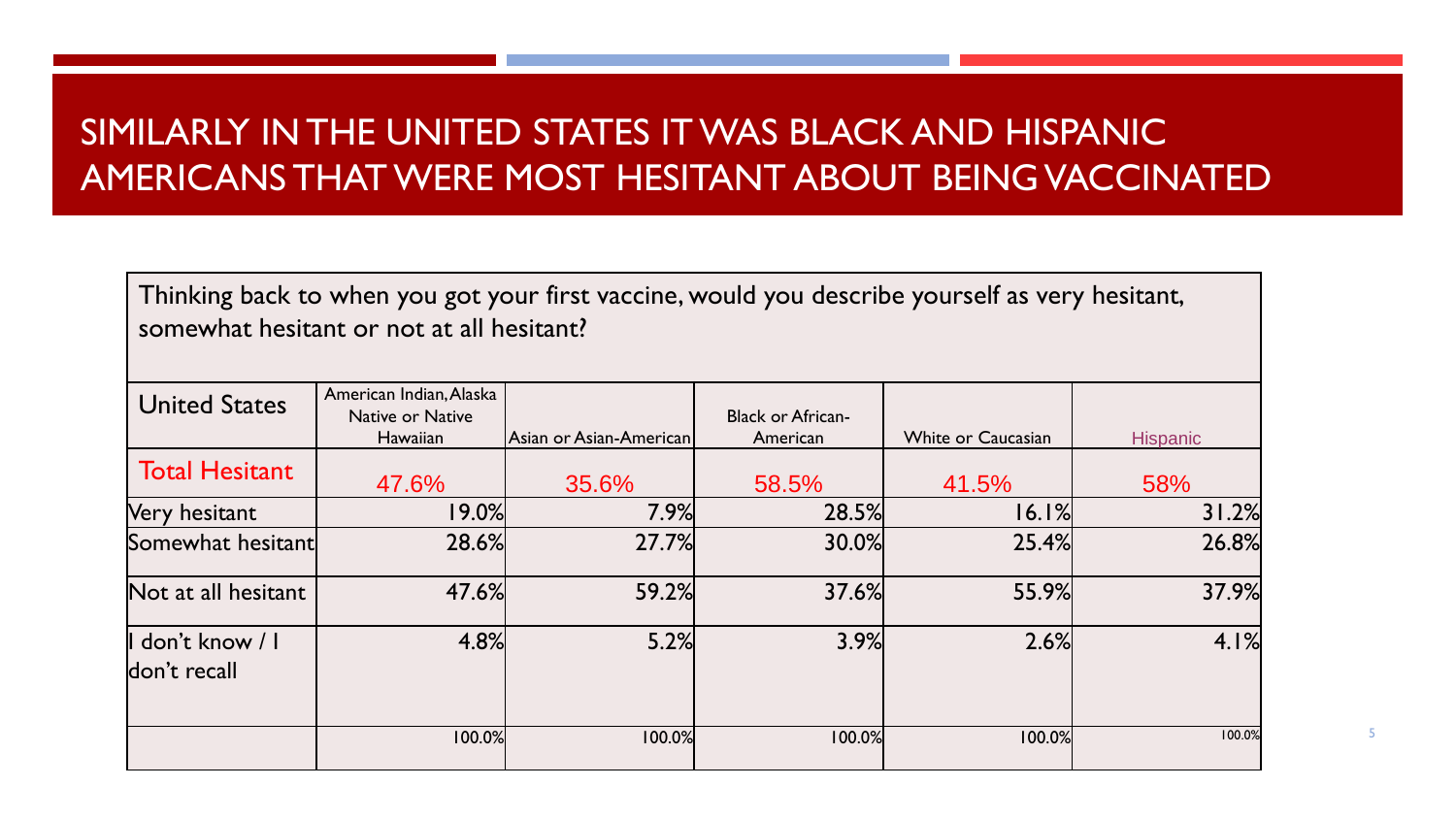# SIMILARLY IN THE UNITED STATES IT WAS BLACK AND HISPANIC AMERICANS THAT WERE MOST HESITANT ABOUT BEING VACCINATED

Thinking back to when you got your first vaccine, would you describe yourself as very hesitant, somewhat hesitant or not at all hesitant?

| United States | American Indian, Alaska Native or Native Hawaiian | Asian or Asian-American | Black or African-American | White or Caucasian | Hispanic |
| --- | --- | --- | --- | --- | --- |
| Total Hesitant | 47.6% | 35.6% | 58.5% | 41.5% | 58% |
| Very hesitant | 19.0% | 7.9% | 28.5% | 16.1% | 31.2% |
| Somewhat hesitant | 28.6% | 27.7% | 30.0% | 25.4% | 26.8% |
| Not at all hesitant | 47.6% | 59.2% | 37.6% | 55.9% | 37.9% |
| I don't know / I don't recall | 4.8% | 5.2% | 3.9% | 2.6% | 4.1% |
| | 100.0% | 100.0% | 100.0% | 100.0% | 100.0% |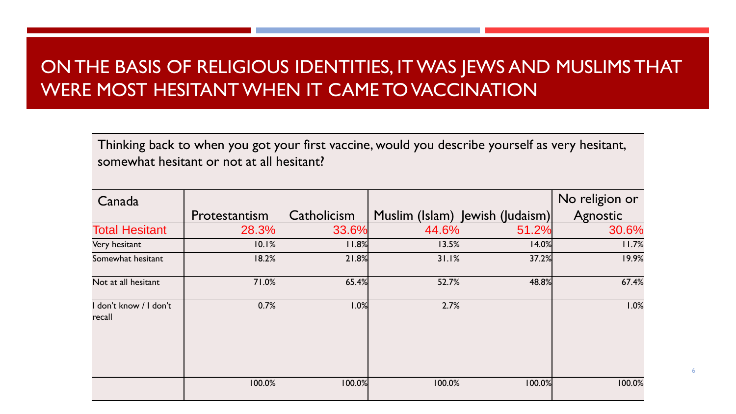# ON THE BASIS OF RELIGIOUS IDENTITIES, IT WAS JEWS AND MUSLIMS THAT WERE MOST HESITANT WHEN IT CAME TO VACCINATION

Thinking back to when you got your first vaccine, would you describe yourself as very hesitant, somewhat hesitant or not at all hesitant?

| Canada | Protestantism | Catholicism | Muslim (Islam) | Jewish (Judaism) | No religion or Agnostic |
|---|---|---|---|---|---|
| Total Hesitant | 28.3% | 33.6% | 44.6% | 51.2% | 30.6% |
| Very hesitant | 10.1% | 11.8% | 13.5% | 14.0% | 11.7% |
| Somewhat hesitant | 18.2% | 21.8% | 31.1% | 37.2% | 19.9% |
| Not at all hesitant | 71.0% | 65.4% | 52.7% | 48.8% | 67.4% |
| I don't know / I don't recall | 0.7% | 1.0% | 2.7% | | 1.0% |
| | 100.0% | 100.0% | 100.0% | 100.0% | 100.0% |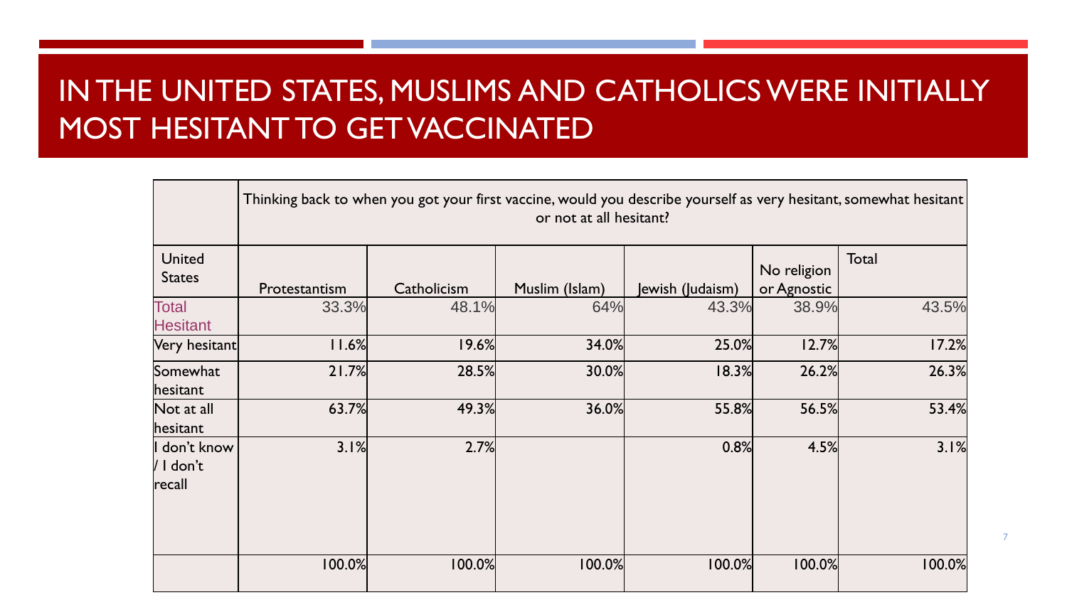# IN THE UNITED STATES, MUSLIMS AND CATHOLICS WERE INITIALLY MOST HESITANT TO GET VACCINATED

| | Thinking back to when you got your first vaccine, would you describe yourself as very hesitant, somewhat hesitant or not at all hesitant? | | | | | |
|---|---|---|---|---|---|---|
| United States | Protestantism | Catholicism | Muslim (Islam) | Jewish (Judaism) | No religion or Agnostic | Total |
| Total Hesitant | 33.3% | 48.1% | 64% | 43.3% | 38.9% | 43.5% |
| Very hesitant | 11.6% | 19.6% | 34.0% | 25.0% | 12.7% | 17.2% |
| Somewhat hesitant | 21.7% | 28.5% | 30.0% | 18.3% | 26.2% | 26.3% |
| Not at all hesitant | 63.7% | 49.3% | 36.0% | 55.8% | 56.5% | 53.4% |
| I don't know / I don't recall | 3.1% | 2.7% | | 0.8% | 4.5% | 3.1% |
| | 100.0% | 100.0% | 100.0% | 100.0% | 100.0% | 100.0% |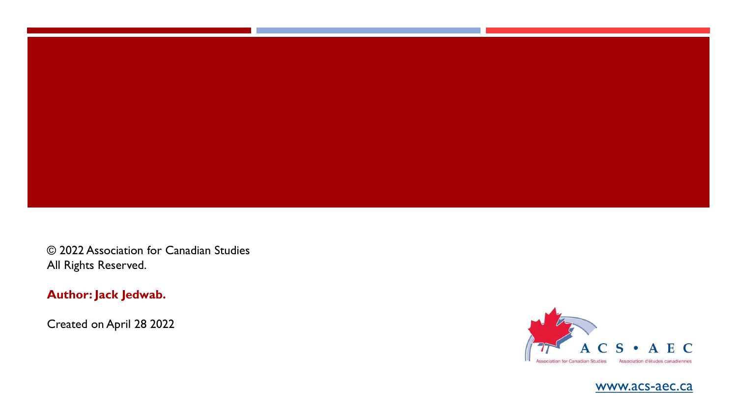© 2022 Association for Canadian Studies
All Rights Reserved.

**Author: Jack Jedwab.**

Created on April 28 2022

ACS • AEC

Association for Canadian Studies    Association d'études canadiennes

www.acs-aec.ca